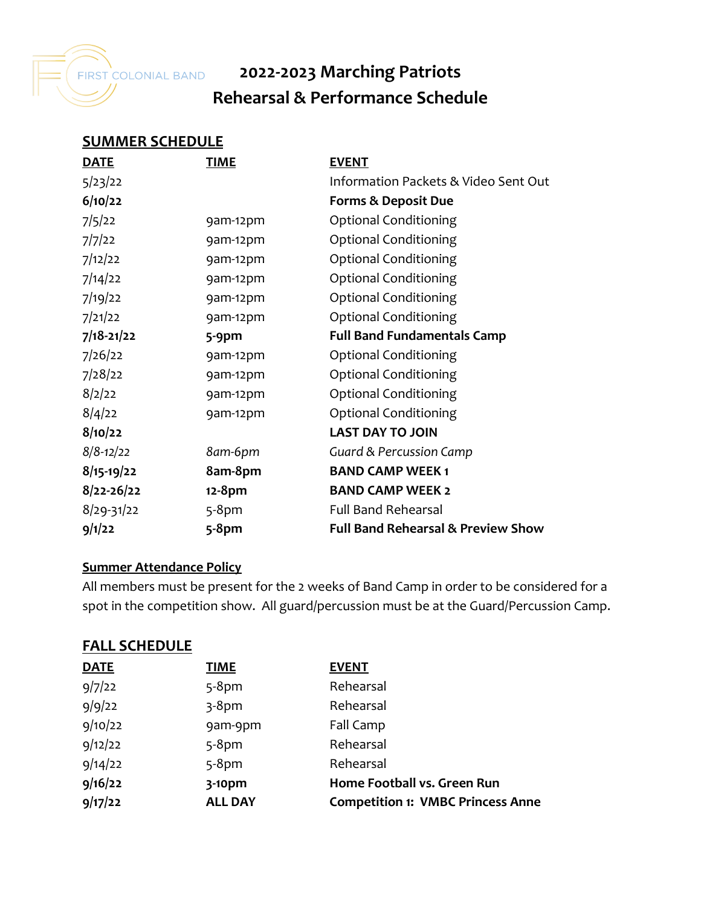FIRST COLONIAL BAND

# 2022-2023 Marching Patriots
# Rehearsal & Performance Schedule

## SUMMER SCHEDULE

| DATE | TIME | EVENT |
|---|---|---|
| 5/23/22 | | Information Packets & Video Sent Out |
| **6/10/22** | | **Forms & Deposit Due** |
| 7/5/22 | 9am-12pm | Optional Conditioning |
| 7/7/22 | 9am-12pm | Optional Conditioning |
| 7/12/22 | 9am-12pm | Optional Conditioning |
| 7/14/22 | 9am-12pm | Optional Conditioning |
| 7/19/22 | 9am-12pm | Optional Conditioning |
| 7/21/22 | 9am-12pm | Optional Conditioning |
| **7/18-21/22** | **5-9pm** | **Full Band Fundamentals Camp** |
| 7/26/22 | 9am-12pm | Optional Conditioning |
| 7/28/22 | 9am-12pm | Optional Conditioning |
| 8/2/22 | 9am-12pm | Optional Conditioning |
| 8/4/22 | 9am-12pm | Optional Conditioning |
| **8/10/22** | | **LAST DAY TO JOIN** |
| *8/8-12/22* | *8am-6pm* | *Guard & Percussion Camp* |
| **8/15-19/22** | **8am-8pm** | **BAND CAMP WEEK 1** |
| **8/22-26/22** | **12-8pm** | **BAND CAMP WEEK 2** |
| 8/29-31/22 | 5-8pm | Full Band Rehearsal |
| **9/1/22** | **5-8pm** | **Full Band Rehearsal & Preview Show** |

### Summer Attendance Policy

All members must be present for the 2 weeks of Band Camp in order to be considered for a spot in the competition show. All guard/percussion must be at the Guard/Percussion Camp.

## FALL SCHEDULE

| DATE | TIME | EVENT |
|---|---|---|
| 9/7/22 | 5-8pm | Rehearsal |
| 9/9/22 | 3-8pm | Rehearsal |
| 9/10/22 | 9am-9pm | Fall Camp |
| 9/12/22 | 5-8pm | Rehearsal |
| 9/14/22 | 5-8pm | Rehearsal |
| **9/16/22** | **3-10pm** | **Home Football vs. Green Run** |
| **9/17/22** | **ALL DAY** | **Competition 1: VMBC Princess Anne** |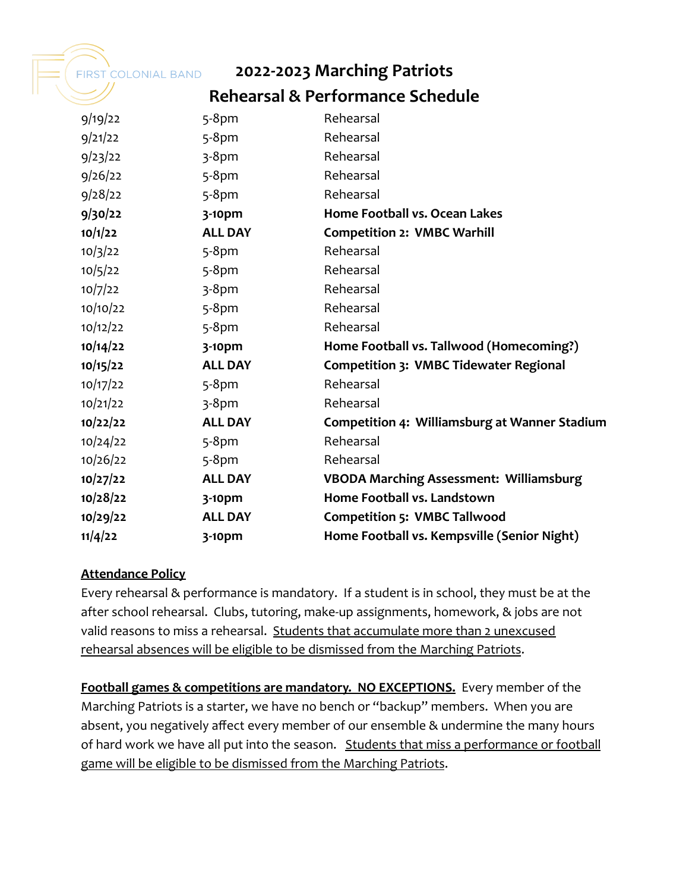FIRST COLONIAL BAND

# 2022-2023 Marching Patriots
## Rehearsal & Performance Schedule

| | | |
|---|---|---|
| 9/19/22 | 5-8pm | Rehearsal |
| 9/21/22 | 5-8pm | Rehearsal |
| 9/23/22 | 3-8pm | Rehearsal |
| 9/26/22 | 5-8pm | Rehearsal |
| 9/28/22 | 5-8pm | Rehearsal |
| **9/30/22** | **3-10pm** | **Home Football vs. Ocean Lakes** |
| **10/1/22** | **ALL DAY** | **Competition 2: VMBC Warhill** |
| 10/3/22 | 5-8pm | Rehearsal |
| 10/5/22 | 5-8pm | Rehearsal |
| 10/7/22 | 3-8pm | Rehearsal |
| 10/10/22 | 5-8pm | Rehearsal |
| 10/12/22 | 5-8pm | Rehearsal |
| **10/14/22** | **3-10pm** | **Home Football vs. Tallwood (Homecoming?)** |
| **10/15/22** | **ALL DAY** | **Competition 3: VMBC Tidewater Regional** |
| 10/17/22 | 5-8pm | Rehearsal |
| 10/21/22 | 3-8pm | Rehearsal |
| **10/22/22** | **ALL DAY** | **Competition 4: Williamsburg at Wanner Stadium** |
| 10/24/22 | 5-8pm | Rehearsal |
| 10/26/22 | 5-8pm | Rehearsal |
| **10/27/22** | **ALL DAY** | **VBODA Marching Assessment: Williamsburg** |
| **10/28/22** | **3-10pm** | **Home Football vs. Landstown** |
| **10/29/22** | **ALL DAY** | **Competition 5: VMBC Tallwood** |
| **11/4/22** | **3-10pm** | **Home Football vs. Kempsville (Senior Night)** |

**<u>Attendance Policy</u>**

Every rehearsal & performance is mandatory. If a student is in school, they must be at the after school rehearsal. Clubs, tutoring, make-up assignments, homework, & jobs are not valid reasons to miss a rehearsal. <u>Students that accumulate more than 2 unexcused rehearsal absences will be eligible to be dismissed from the Marching Patriots</u>.

**<u>Football games & competitions are mandatory. NO EXCEPTIONS.</u>** Every member of the Marching Patriots is a starter, we have no bench or "backup" members. When you are absent, you negatively affect every member of our ensemble & undermine the many hours of hard work we have all put into the season. <u>Students that miss a performance or football game will be eligible to be dismissed from the Marching Patriots</u>.